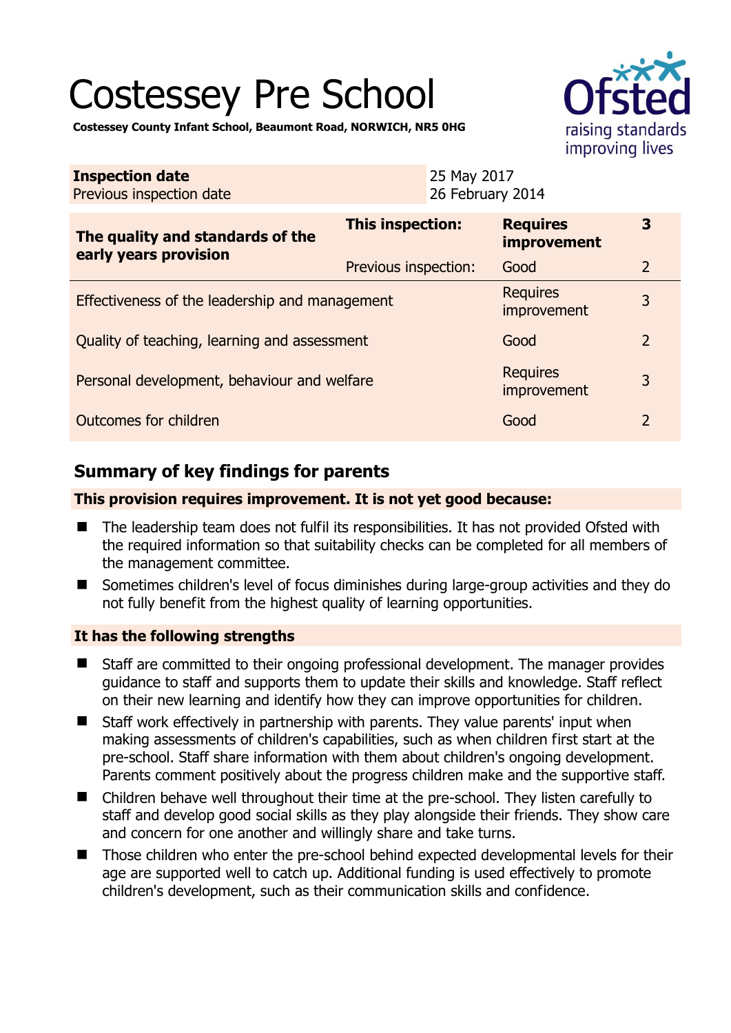# Costessey Pre School

**Costessey County Infant School, Beaumont Road, NORWICH, NR5 0HG**

| **Inspection date** | 25 May 2017 |
|---|---|
| Previous inspection date | 26 February 2014 |

| **The quality and standards of the early years provision** | **This inspection:** | **Requires improvement** | **3** |
|---|---|---|---|
| | Previous inspection: | Good | 2 |
| Effectiveness of the leadership and management | | Requires improvement | 3 |
| Quality of teaching, learning and assessment | | Good | 2 |
| Personal development, behaviour and welfare | | Requires improvement | 3 |
| Outcomes for children | | Good | 2 |

## Summary of key findings for parents

**This provision requires improvement. It is not yet good because:**

- The leadership team does not fulfil its responsibilities. It has not provided Ofsted with the required information so that suitability checks can be completed for all members of the management committee.
- Sometimes children's level of focus diminishes during large-group activities and they do not fully benefit from the highest quality of learning opportunities.

**It has the following strengths**

- Staff are committed to their ongoing professional development. The manager provides guidance to staff and supports them to update their skills and knowledge. Staff reflect on their new learning and identify how they can improve opportunities for children.
- Staff work effectively in partnership with parents. They value parents' input when making assessments of children's capabilities, such as when children first start at the pre-school. Staff share information with them about children's ongoing development. Parents comment positively about the progress children make and the supportive staff.
- Children behave well throughout their time at the pre-school. They listen carefully to staff and develop good social skills as they play alongside their friends. They show care and concern for one another and willingly share and take turns.
- Those children who enter the pre-school behind expected developmental levels for their age are supported well to catch up. Additional funding is used effectively to promote children's development, such as their communication skills and confidence.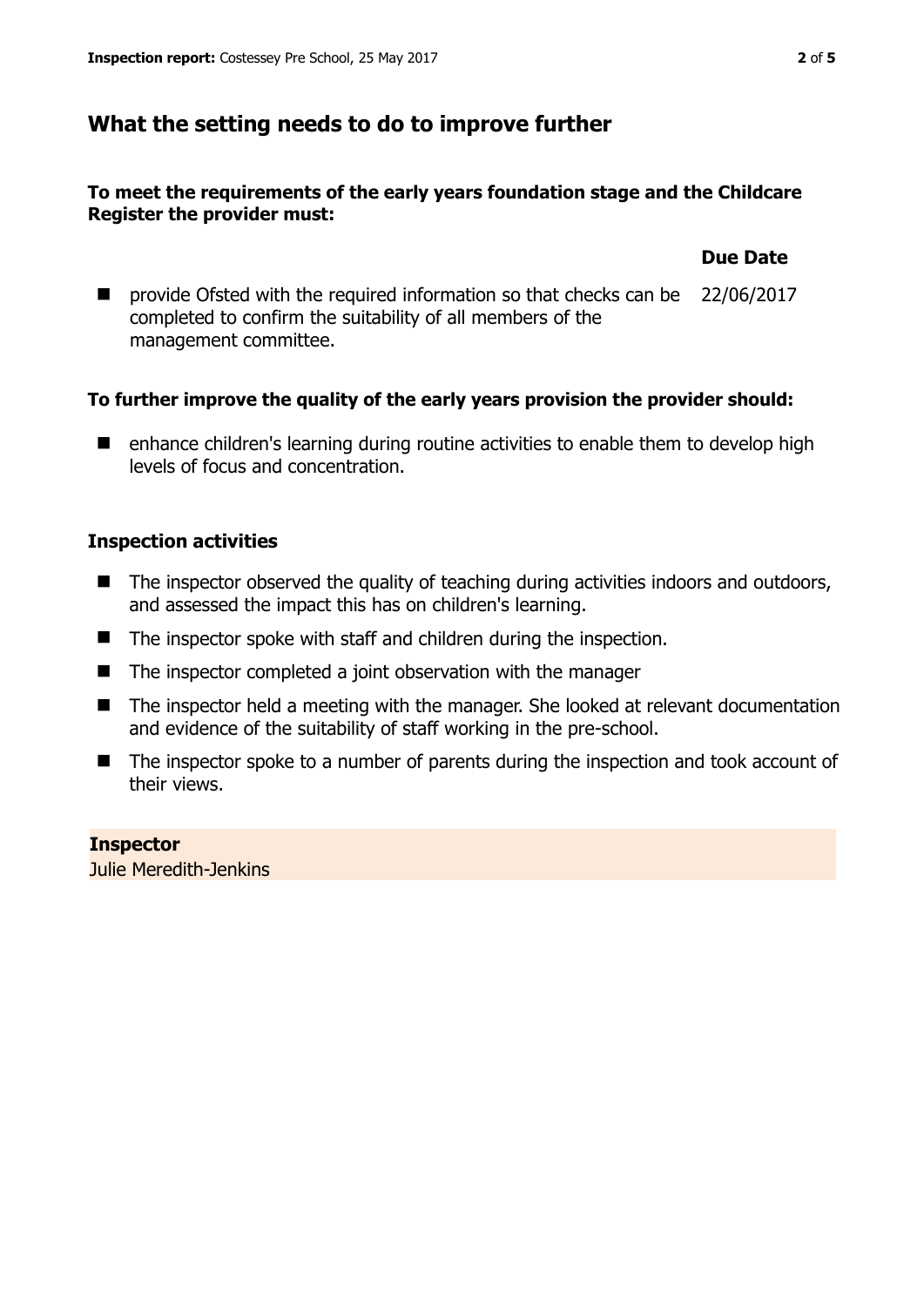## What the setting needs to do to improve further

**To meet the requirements of the early years foundation stage and the Childcare Register the provider must:**

| | Due Date |
|---|---|
| provide Ofsted with the required information so that checks can be completed to confirm the suitability of all members of the management committee. | 22/06/2017 |

**To further improve the quality of the early years provision the provider should:**

- enhance children's learning during routine activities to enable them to develop high levels of focus and concentration.

### Inspection activities

- The inspector observed the quality of teaching during activities indoors and outdoors, and assessed the impact this has on children's learning.
- The inspector spoke with staff and children during the inspection.
- The inspector completed a joint observation with the manager
- The inspector held a meeting with the manager. She looked at relevant documentation and evidence of the suitability of staff working in the pre-school.
- The inspector spoke to a number of parents during the inspection and took account of their views.

**Inspector**
Julie Meredith-Jenkins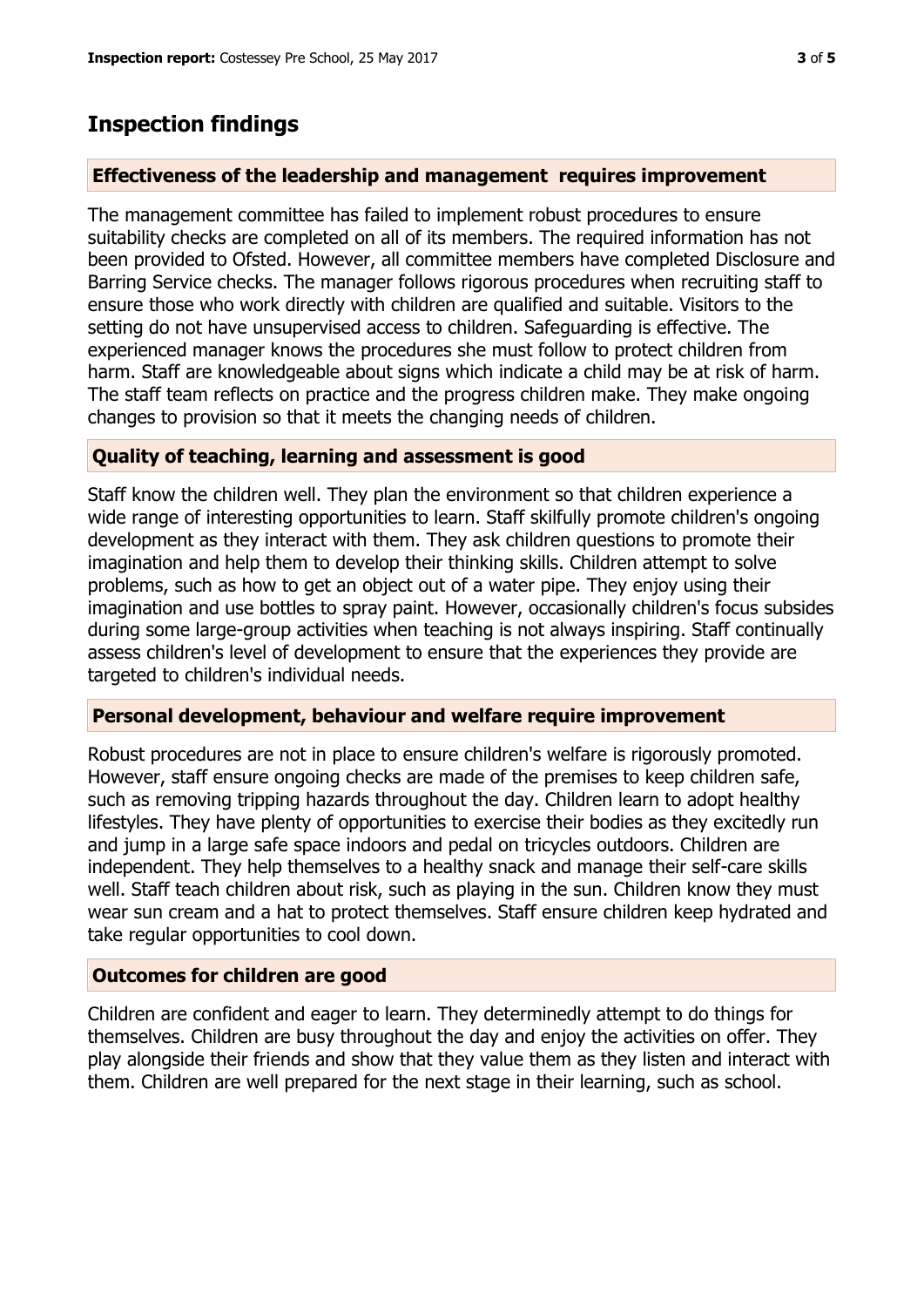# Inspection findings

### Effectiveness of the leadership and management requires improvement

The management committee has failed to implement robust procedures to ensure suitability checks are completed on all of its members. The required information has not been provided to Ofsted. However, all committee members have completed Disclosure and Barring Service checks. The manager follows rigorous procedures when recruiting staff to ensure those who work directly with children are qualified and suitable. Visitors to the setting do not have unsupervised access to children. Safeguarding is effective. The experienced manager knows the procedures she must follow to protect children from harm. Staff are knowledgeable about signs which indicate a child may be at risk of harm. The staff team reflects on practice and the progress children make. They make ongoing changes to provision so that it meets the changing needs of children.

### Quality of teaching, learning and assessment is good

Staff know the children well. They plan the environment so that children experience a wide range of interesting opportunities to learn. Staff skilfully promote children's ongoing development as they interact with them. They ask children questions to promote their imagination and help them to develop their thinking skills. Children attempt to solve problems, such as how to get an object out of a water pipe. They enjoy using their imagination and use bottles to spray paint. However, occasionally children's focus subsides during some large-group activities when teaching is not always inspiring. Staff continually assess children's level of development to ensure that the experiences they provide are targeted to children's individual needs.

### Personal development, behaviour and welfare require improvement

Robust procedures are not in place to ensure children's welfare is rigorously promoted. However, staff ensure ongoing checks are made of the premises to keep children safe, such as removing tripping hazards throughout the day. Children learn to adopt healthy lifestyles. They have plenty of opportunities to exercise their bodies as they excitedly run and jump in a large safe space indoors and pedal on tricycles outdoors. Children are independent. They help themselves to a healthy snack and manage their self-care skills well. Staff teach children about risk, such as playing in the sun. Children know they must wear sun cream and a hat to protect themselves. Staff ensure children keep hydrated and take regular opportunities to cool down.

### Outcomes for children are good

Children are confident and eager to learn. They determinedly attempt to do things for themselves. Children are busy throughout the day and enjoy the activities on offer. They play alongside their friends and show that they value them as they listen and interact with them. Children are well prepared for the next stage in their learning, such as school.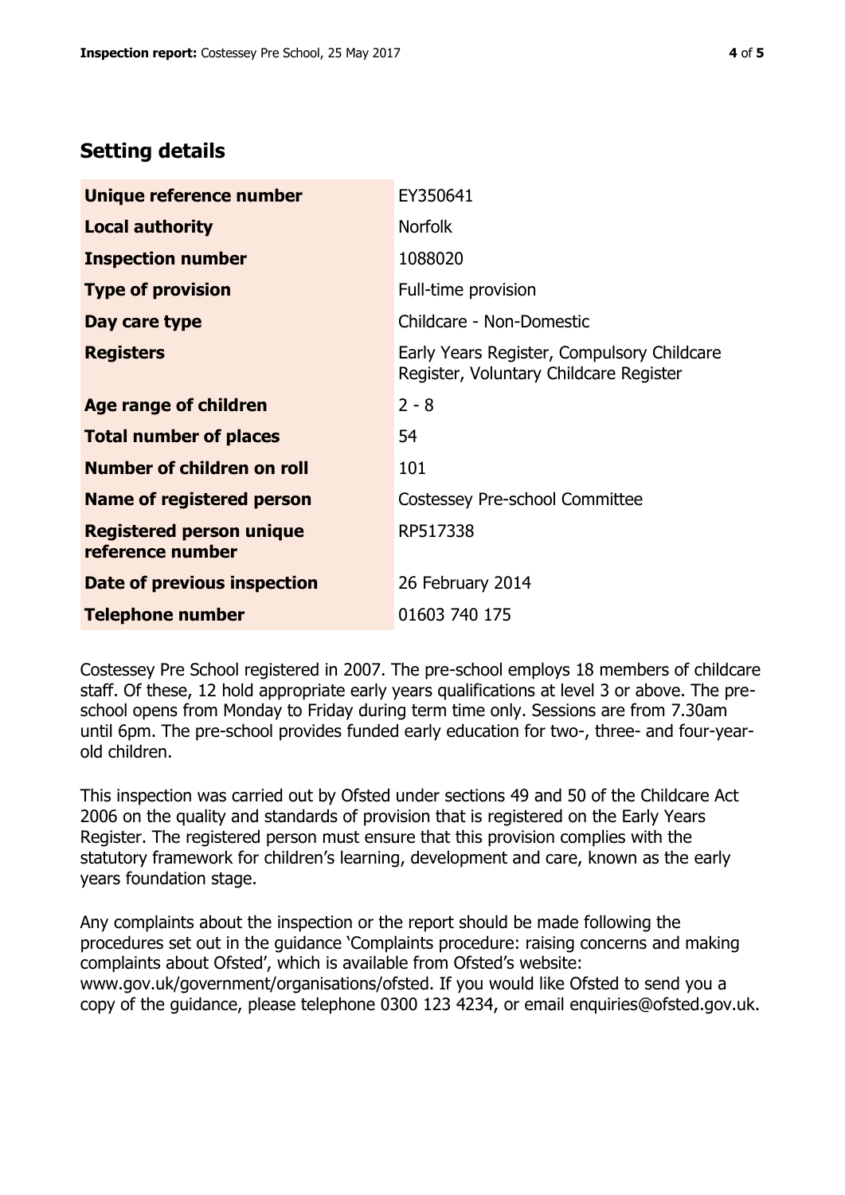## Setting details

| | |
|---|---|
| **Unique reference number** | EY350641 |
| **Local authority** | Norfolk |
| **Inspection number** | 1088020 |
| **Type of provision** | Full-time provision |
| **Day care type** | Childcare - Non-Domestic |
| **Registers** | Early Years Register, Compulsory Childcare Register, Voluntary Childcare Register |
| **Age range of children** | 2 - 8 |
| **Total number of places** | 54 |
| **Number of children on roll** | 101 |
| **Name of registered person** | Costessey Pre-school Committee |
| **Registered person unique reference number** | RP517338 |
| **Date of previous inspection** | 26 February 2014 |
| **Telephone number** | 01603 740 175 |

Costessey Pre School registered in 2007. The pre-school employs 18 members of childcare staff. Of these, 12 hold appropriate early years qualifications at level 3 or above. The pre-school opens from Monday to Friday during term time only. Sessions are from 7.30am until 6pm. The pre-school provides funded early education for two-, three- and four-year-old children.

This inspection was carried out by Ofsted under sections 49 and 50 of the Childcare Act 2006 on the quality and standards of provision that is registered on the Early Years Register. The registered person must ensure that this provision complies with the statutory framework for children's learning, development and care, known as the early years foundation stage.

Any complaints about the inspection or the report should be made following the procedures set out in the guidance 'Complaints procedure: raising concerns and making complaints about Ofsted', which is available from Ofsted's website: www.gov.uk/government/organisations/ofsted. If you would like Ofsted to send you a copy of the guidance, please telephone 0300 123 4234, or email enquiries@ofsted.gov.uk.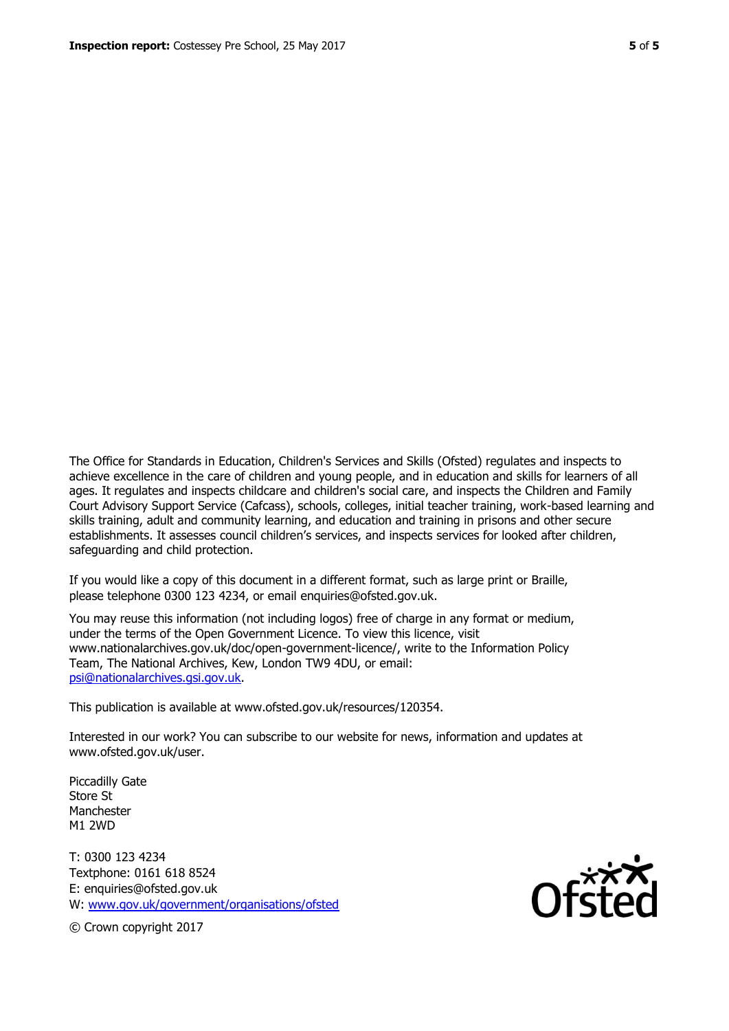The Office for Standards in Education, Children's Services and Skills (Ofsted) regulates and inspects to achieve excellence in the care of children and young people, and in education and skills for learners of all ages. It regulates and inspects childcare and children's social care, and inspects the Children and Family Court Advisory Support Service (Cafcass), schools, colleges, initial teacher training, work-based learning and skills training, adult and community learning, and education and training in prisons and other secure establishments. It assesses council children's services, and inspects services for looked after children, safeguarding and child protection.

If you would like a copy of this document in a different format, such as large print or Braille, please telephone 0300 123 4234, or email enquiries@ofsted.gov.uk.

You may reuse this information (not including logos) free of charge in any format or medium, under the terms of the Open Government Licence. To view this licence, visit www.nationalarchives.gov.uk/doc/open-government-licence/, write to the Information Policy Team, The National Archives, Kew, London TW9 4DU, or email: psi@nationalarchives.gsi.gov.uk.

This publication is available at www.ofsted.gov.uk/resources/120354.

Interested in our work? You can subscribe to our website for news, information and updates at www.ofsted.gov.uk/user.

Piccadilly Gate
Store St
Manchester
M1 2WD

T: 0300 123 4234
Textphone: 0161 618 8524
E: enquiries@ofsted.gov.uk
W: www.gov.uk/government/organisations/ofsted

© Crown copyright 2017